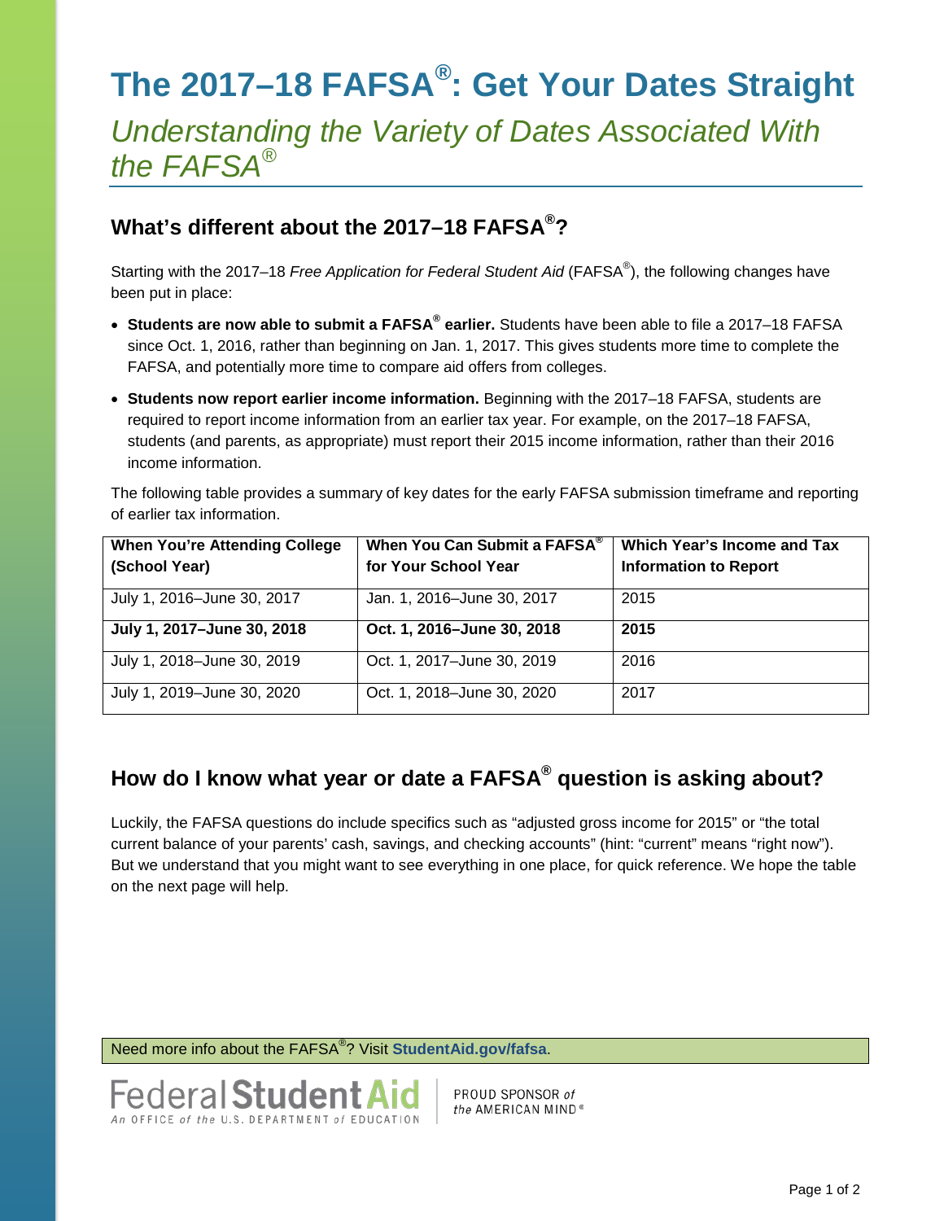# The 2017–18 FAFSA®: Get Your Dates Straight

*Understanding the Variety of Dates Associated With the FAFSA®*

## What's different about the 2017–18 FAFSA®?

Starting with the 2017–18 *Free Application for Federal Student Aid* (FAFSA®), the following changes have been put in place:

- **Students are now able to submit a FAFSA® earlier.** Students have been able to file a 2017–18 FAFSA since Oct. 1, 2016, rather than beginning on Jan. 1, 2017. This gives students more time to complete the FAFSA, and potentially more time to compare aid offers from colleges.
- **Students now report earlier income information.** Beginning with the 2017–18 FAFSA, students are required to report income information from an earlier tax year. For example, on the 2017–18 FAFSA, students (and parents, as appropriate) must report their 2015 income information, rather than their 2016 income information.

The following table provides a summary of key dates for the early FAFSA submission timeframe and reporting of earlier tax information.

| When You're Attending College (School Year) | When You Can Submit a FAFSA® for Your School Year | Which Year's Income and Tax Information to Report |
|---|---|---|
| July 1, 2016–June 30, 2017 | Jan. 1, 2016–June 30, 2017 | 2015 |
| **July 1, 2017–June 30, 2018** | **Oct. 1, 2016–June 30, 2018** | **2015** |
| July 1, 2018–June 30, 2019 | Oct. 1, 2017–June 30, 2019 | 2016 |
| July 1, 2019–June 30, 2020 | Oct. 1, 2018–June 30, 2020 | 2017 |

## How do I know what year or date a FAFSA® question is asking about?

Luckily, the FAFSA questions do include specifics such as "adjusted gross income for 2015" or "the total current balance of your parents' cash, savings, and checking accounts" (hint: "current" means "right now"). But we understand that you might want to see everything in one place, for quick reference. We hope the table on the next page will help.

Need more info about the FAFSA®? Visit **StudentAid.gov/fafsa**.

Federal Student Aid — An OFFICE of the U.S. DEPARTMENT of EDUCATION

PROUD SPONSOR of the AMERICAN MIND®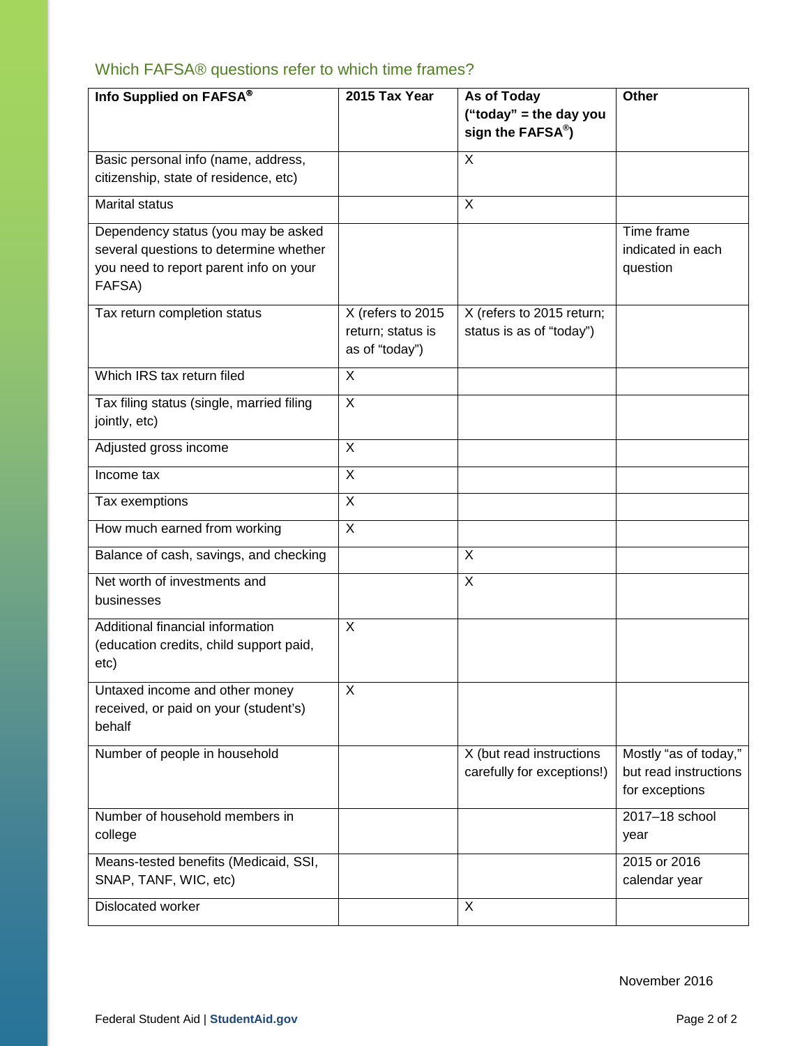## Which FAFSA® questions refer to which time frames?

| Info Supplied on FAFSA® | 2015 Tax Year | As of Today ("today" = the day you sign the FAFSA®) | Other |
|---|---|---|---|
| Basic personal info (name, address, citizenship, state of residence, etc) | | X | |
| Marital status | | X | |
| Dependency status (you may be asked several questions to determine whether you need to report parent info on your FAFSA) | | | Time frame indicated in each question |
| Tax return completion status | X (refers to 2015 return; status is as of "today") | X (refers to 2015 return; status is as of "today") | |
| Which IRS tax return filed | X | | |
| Tax filing status (single, married filing jointly, etc) | X | | |
| Adjusted gross income | X | | |
| Income tax | X | | |
| Tax exemptions | X | | |
| How much earned from working | X | | |
| Balance of cash, savings, and checking | | X | |
| Net worth of investments and businesses | | X | |
| Additional financial information (education credits, child support paid, etc) | X | | |
| Untaxed income and other money received, or paid on your (student's) behalf | X | | |
| Number of people in household | | X (but read instructions carefully for exceptions!) | Mostly "as of today," but read instructions for exceptions |
| Number of household members in college | | | 2017–18 school year |
| Means-tested benefits (Medicaid, SSI, SNAP, TANF, WIC, etc) | | | 2015 or 2016 calendar year |
| Dislocated worker | | X | |

November 2016